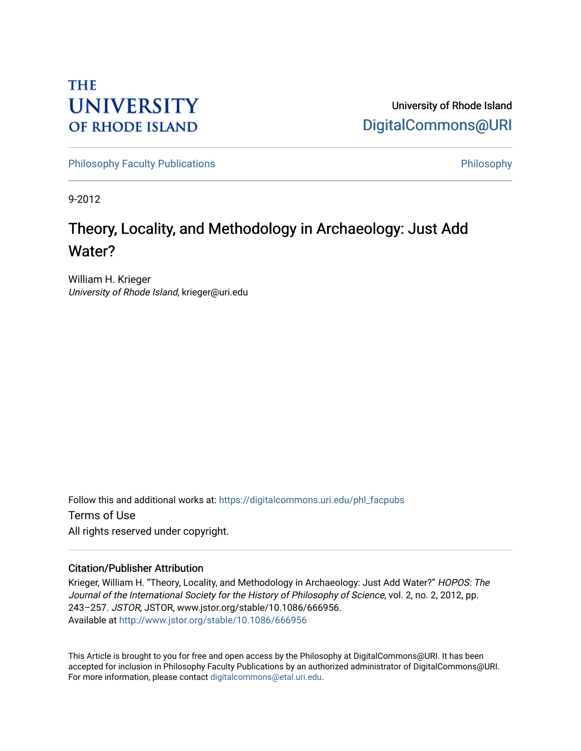THE UNIVERSITY OF RHODE ISLAND

University of Rhode Island
DigitalCommons@URI

Philosophy Faculty Publications | Philosophy

9-2012

# Theory, Locality, and Methodology in Archaeology: Just Add Water?

William H. Krieger
*University of Rhode Island*, krieger@uri.edu

Follow this and additional works at: https://digitalcommons.uri.edu/phl_facpubs

Terms of Use
All rights reserved under copyright.

## Citation/Publisher Attribution

Krieger, William H. "Theory, Locality, and Methodology in Archaeology: Just Add Water?" *HOPOS: The Journal of the International Society for the History of Philosophy of Science*, vol. 2, no. 2, 2012, pp. 243–257. *JSTOR*, JSTOR, www.jstor.org/stable/10.1086/666956.
Available at http://www.jstor.org/stable/10.1086/666956

This Article is brought to you for free and open access by the Philosophy at DigitalCommons@URI. It has been accepted for inclusion in Philosophy Faculty Publications by an authorized administrator of DigitalCommons@URI. For more information, please contact digitalcommons@etal.uri.edu.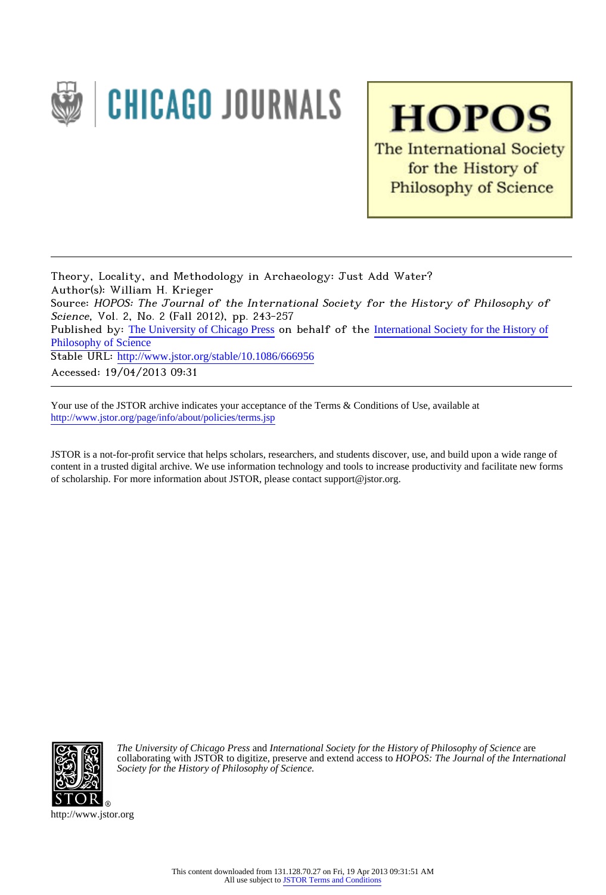Theory, Locality, and Methodology in Archaeology: Just Add Water?

Author(s): William H. Krieger

Source: *HOPOS: The Journal of the International Society for the History of Philosophy of Science*, Vol. 2, No. 2 (Fall 2012), pp. 243-257

Published by: The University of Chicago Press on behalf of the International Society for the History of Philosophy of Science

Stable URL: http://www.jstor.org/stable/10.1086/666956

Accessed: 19/04/2013 09:31

---

Your use of the JSTOR archive indicates your acceptance of the Terms & Conditions of Use, available at http://www.jstor.org/page/info/about/policies/terms.jsp

JSTOR is a not-for-profit service that helps scholars, researchers, and students discover, use, and build upon a wide range of content in a trusted digital archive. We use information technology and tools to increase productivity and facilitate new forms of scholarship. For more information about JSTOR, please contact support@jstor.org.

*The University of Chicago Press* and *International Society for the History of Philosophy of Science* are collaborating with JSTOR to digitize, preserve and extend access to *HOPOS: The Journal of the International Society for the History of Philosophy of Science.*

http://www.jstor.org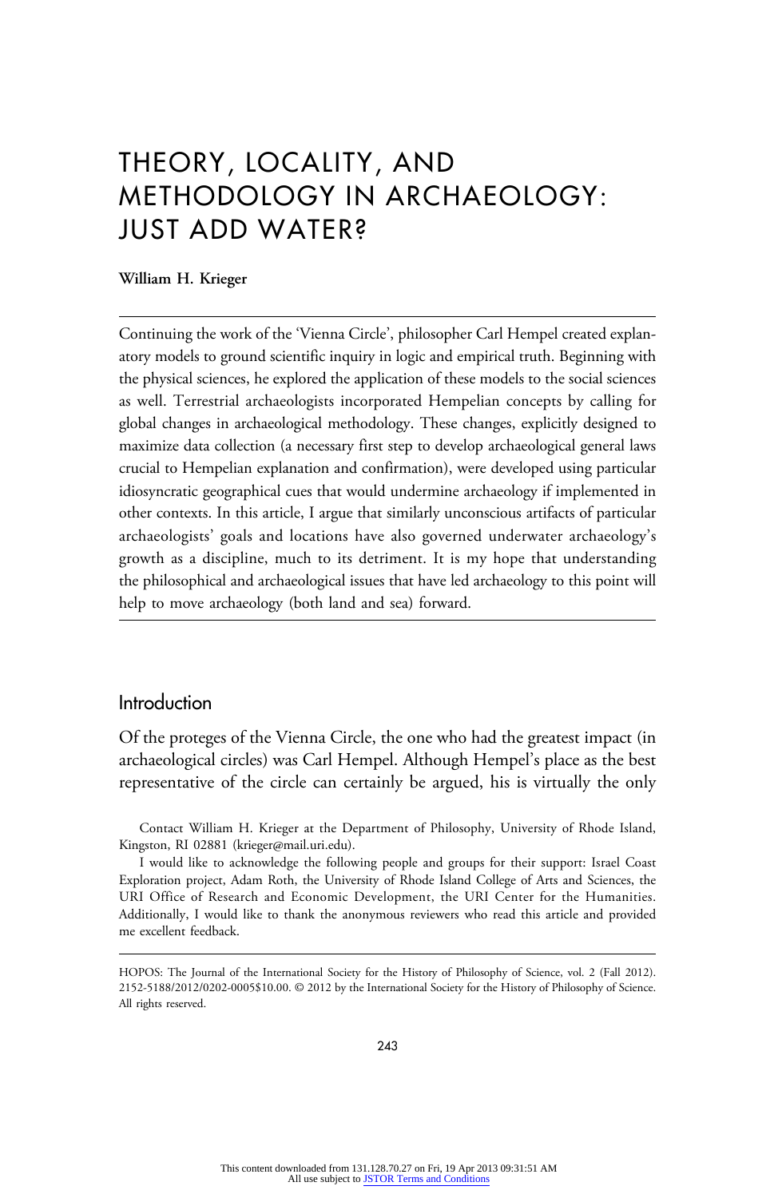# THEORY, LOCALITY, AND METHODOLOGY IN ARCHAEOLOGY: JUST ADD WATER?

**William H. Krieger**

Continuing the work of the 'Vienna Circle', philosopher Carl Hempel created explanatory models to ground scientific inquiry in logic and empirical truth. Beginning with the physical sciences, he explored the application of these models to the social sciences as well. Terrestrial archaeologists incorporated Hempelian concepts by calling for global changes in archaeological methodology. These changes, explicitly designed to maximize data collection (a necessary first step to develop archaeological general laws crucial to Hempelian explanation and confirmation), were developed using particular idiosyncratic geographical cues that would undermine archaeology if implemented in other contexts. In this article, I argue that similarly unconscious artifacts of particular archaeologists' goals and locations have also governed underwater archaeology's growth as a discipline, much to its detriment. It is my hope that understanding the philosophical and archaeological issues that have led archaeology to this point will help to move archaeology (both land and sea) forward.

## Introduction

Of the proteges of the Vienna Circle, the one who had the greatest impact (in archaeological circles) was Carl Hempel. Although Hempel's place as the best representative of the circle can certainly be argued, his is virtually the only

Contact William H. Krieger at the Department of Philosophy, University of Rhode Island, Kingston, RI 02881 (krieger@mail.uri.edu).

I would like to acknowledge the following people and groups for their support: Israel Coast Exploration project, Adam Roth, the University of Rhode Island College of Arts and Sciences, the URI Office of Research and Economic Development, the URI Center for the Humanities. Additionally, I would like to thank the anonymous reviewers who read this article and provided me excellent feedback.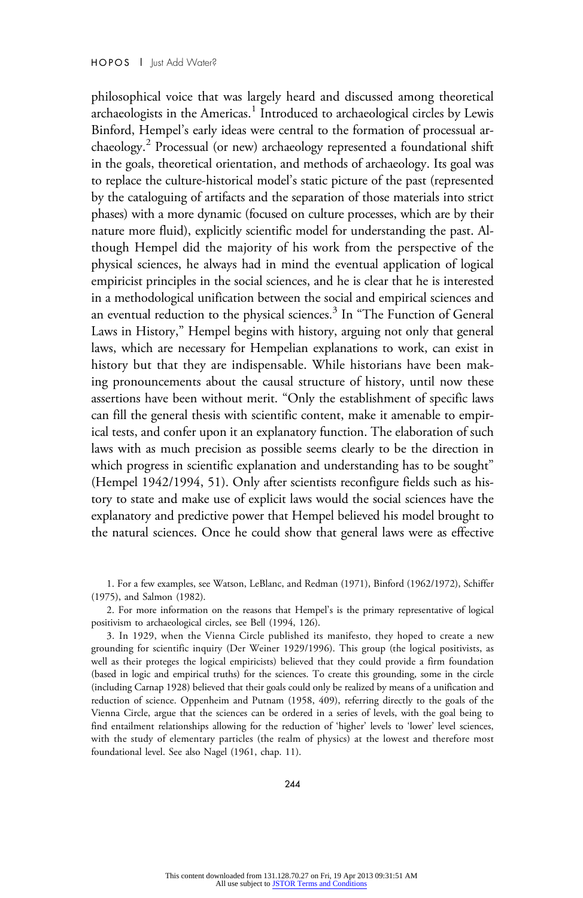philosophical voice that was largely heard and discussed among theoretical archaeologists in the Americas.[1] Introduced to archaeological circles by Lewis Binford, Hempel's early ideas were central to the formation of processual archaeology.[2] Processual (or new) archaeology represented a foundational shift in the goals, theoretical orientation, and methods of archaeology. Its goal was to replace the culture-historical model's static picture of the past (represented by the cataloguing of artifacts and the separation of those materials into strict phases) with a more dynamic (focused on culture processes, which are by their nature more fluid), explicitly scientific model for understanding the past. Although Hempel did the majority of his work from the perspective of the physical sciences, he always had in mind the eventual application of logical empiricist principles in the social sciences, and he is clear that he is interested in a methodological unification between the social and empirical sciences and an eventual reduction to the physical sciences.[3] In "The Function of General Laws in History," Hempel begins with history, arguing not only that general laws, which are necessary for Hempelian explanations to work, can exist in history but that they are indispensable. While historians have been making pronouncements about the causal structure of history, until now these assertions have been without merit. "Only the establishment of specific laws can fill the general thesis with scientific content, make it amenable to empirical tests, and confer upon it an explanatory function. The elaboration of such laws with as much precision as possible seems clearly to be the direction in which progress in scientific explanation and understanding has to be sought" (Hempel 1942/1994, 51). Only after scientists reconfigure fields such as history to state and make use of explicit laws would the social sciences have the explanatory and predictive power that Hempel believed his model brought to the natural sciences. Once he could show that general laws were as effective

1. For a few examples, see Watson, LeBlanc, and Redman (1971), Binford (1962/1972), Schiffer (1975), and Salmon (1982).

2. For more information on the reasons that Hempel's is the primary representative of logical positivism to archaeological circles, see Bell (1994, 126).

3. In 1929, when the Vienna Circle published its manifesto, they hoped to create a new grounding for scientific inquiry (Der Weiner 1929/1996). This group (the logical positivists, as well as their proteges the logical empiricists) believed that they could provide a firm foundation (based in logic and empirical truths) for the sciences. To create this grounding, some in the circle (including Carnap 1928) believed that their goals could only be realized by means of a unification and reduction of science. Oppenheim and Putnam (1958, 409), referring directly to the goals of the Vienna Circle, argue that the sciences can be ordered in a series of levels, with the goal being to find entailment relationships allowing for the reduction of 'higher' levels to 'lower' level sciences, with the study of elementary particles (the realm of physics) at the lowest and therefore most foundational level. See also Nagel (1961, chap. 11).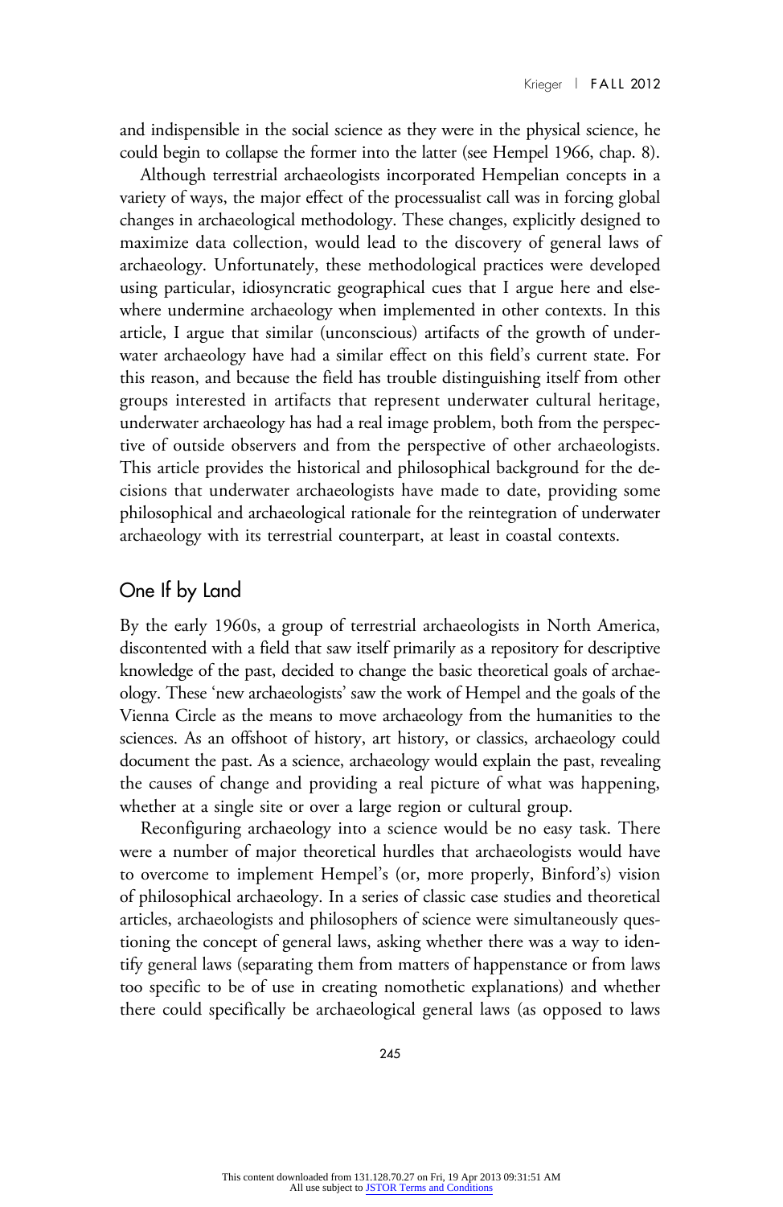and indispensible in the social science as they were in the physical science, he could begin to collapse the former into the latter (see Hempel 1966, chap. 8).

Although terrestrial archaeologists incorporated Hempelian concepts in a variety of ways, the major effect of the processualist call was in forcing global changes in archaeological methodology. These changes, explicitly designed to maximize data collection, would lead to the discovery of general laws of archaeology. Unfortunately, these methodological practices were developed using particular, idiosyncratic geographical cues that I argue here and elsewhere undermine archaeology when implemented in other contexts. In this article, I argue that similar (unconscious) artifacts of the growth of underwater archaeology have had a similar effect on this field's current state. For this reason, and because the field has trouble distinguishing itself from other groups interested in artifacts that represent underwater cultural heritage, underwater archaeology has had a real image problem, both from the perspective of outside observers and from the perspective of other archaeologists. This article provides the historical and philosophical background for the decisions that underwater archaeologists have made to date, providing some philosophical and archaeological rationale for the reintegration of underwater archaeology with its terrestrial counterpart, at least in coastal contexts.

## One If by Land

By the early 1960s, a group of terrestrial archaeologists in North America, discontented with a field that saw itself primarily as a repository for descriptive knowledge of the past, decided to change the basic theoretical goals of archaeology. These 'new archaeologists' saw the work of Hempel and the goals of the Vienna Circle as the means to move archaeology from the humanities to the sciences. As an offshoot of history, art history, or classics, archaeology could document the past. As a science, archaeology would explain the past, revealing the causes of change and providing a real picture of what was happening, whether at a single site or over a large region or cultural group.

Reconfiguring archaeology into a science would be no easy task. There were a number of major theoretical hurdles that archaeologists would have to overcome to implement Hempel's (or, more properly, Binford's) vision of philosophical archaeology. In a series of classic case studies and theoretical articles, archaeologists and philosophers of science were simultaneously questioning the concept of general laws, asking whether there was a way to identify general laws (separating them from matters of happenstance or from laws too specific to be of use in creating nomothetic explanations) and whether there could specifically be archaeological general laws (as opposed to laws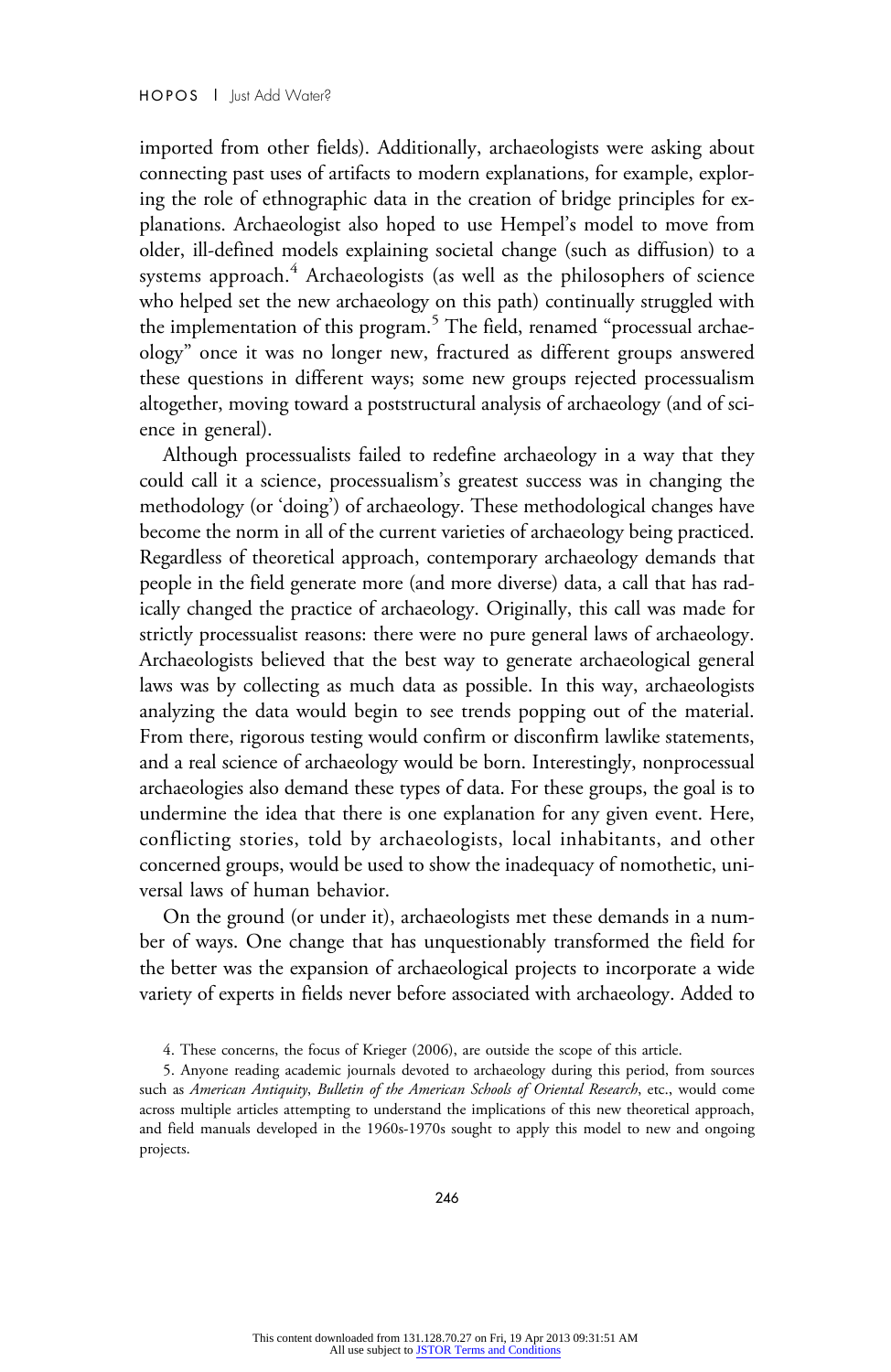imported from other fields). Additionally, archaeologists were asking about connecting past uses of artifacts to modern explanations, for example, exploring the role of ethnographic data in the creation of bridge principles for explanations. Archaeologist also hoped to use Hempel's model to move from older, ill-defined models explaining societal change (such as diffusion) to a systems approach.[4] Archaeologists (as well as the philosophers of science who helped set the new archaeology on this path) continually struggled with the implementation of this program.[5] The field, renamed "processual archaeology" once it was no longer new, fractured as different groups answered these questions in different ways; some new groups rejected processualism altogether, moving toward a poststructural analysis of archaeology (and of science in general).

Although processualists failed to redefine archaeology in a way that they could call it a science, processualism's greatest success was in changing the methodology (or 'doing') of archaeology. These methodological changes have become the norm in all of the current varieties of archaeology being practiced. Regardless of theoretical approach, contemporary archaeology demands that people in the field generate more (and more diverse) data, a call that has radically changed the practice of archaeology. Originally, this call was made for strictly processualist reasons: there were no pure general laws of archaeology. Archaeologists believed that the best way to generate archaeological general laws was by collecting as much data as possible. In this way, archaeologists analyzing the data would begin to see trends popping out of the material. From there, rigorous testing would confirm or disconfirm lawlike statements, and a real science of archaeology would be born. Interestingly, nonprocessual archaeologies also demand these types of data. For these groups, the goal is to undermine the idea that there is one explanation for any given event. Here, conflicting stories, told by archaeologists, local inhabitants, and other concerned groups, would be used to show the inadequacy of nomothetic, universal laws of human behavior.

On the ground (or under it), archaeologists met these demands in a number of ways. One change that has unquestionably transformed the field for the better was the expansion of archaeological projects to incorporate a wide variety of experts in fields never before associated with archaeology. Added to

4. These concerns, the focus of Krieger (2006), are outside the scope of this article.

5. Anyone reading academic journals devoted to archaeology during this period, from sources such as *American Antiquity*, *Bulletin of the American Schools of Oriental Research*, etc., would come across multiple articles attempting to understand the implications of this new theoretical approach, and field manuals developed in the 1960s-1970s sought to apply this model to new and ongoing projects.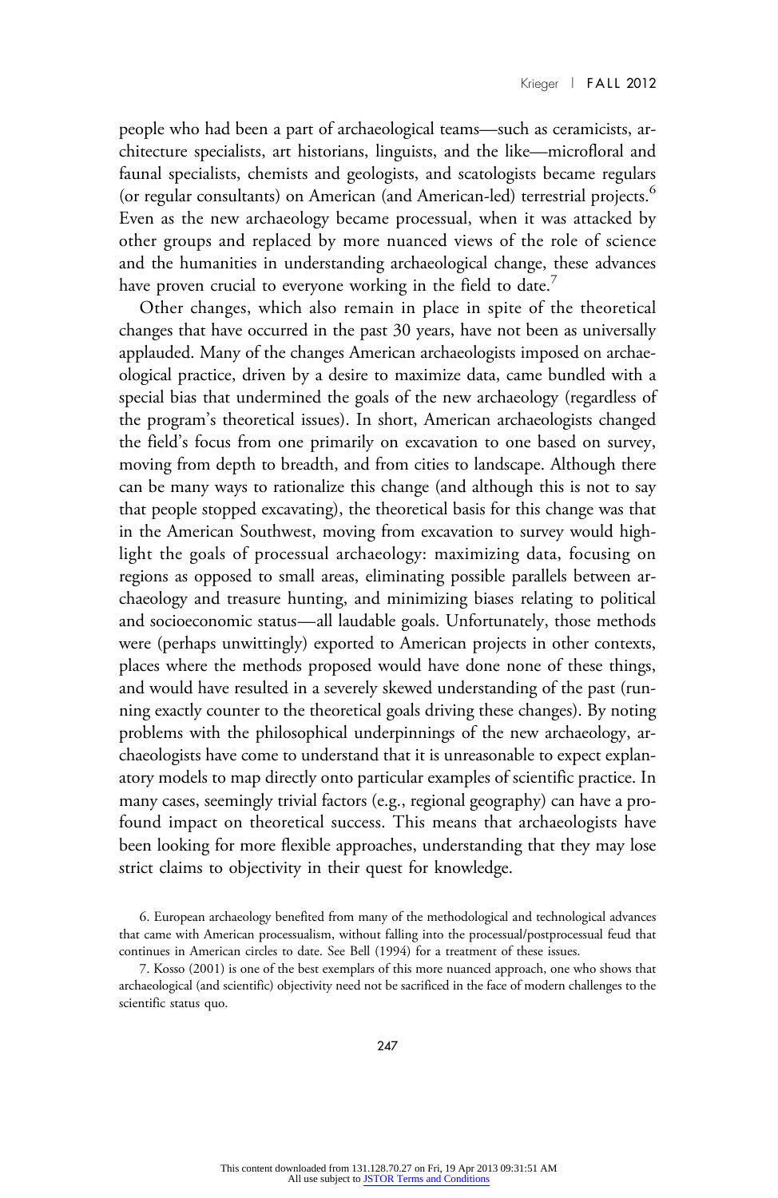people who had been a part of archaeological teams—such as ceramicists, architecture specialists, art historians, linguists, and the like—microfloral and faunal specialists, chemists and geologists, and scatologists became regulars (or regular consultants) on American (and American-led) terrestrial projects.[6] Even as the new archaeology became processual, when it was attacked by other groups and replaced by more nuanced views of the role of science and the humanities in understanding archaeological change, these advances have proven crucial to everyone working in the field to date.[7]

Other changes, which also remain in place in spite of the theoretical changes that have occurred in the past 30 years, have not been as universally applauded. Many of the changes American archaeologists imposed on archaeological practice, driven by a desire to maximize data, came bundled with a special bias that undermined the goals of the new archaeology (regardless of the program's theoretical issues). In short, American archaeologists changed the field's focus from one primarily on excavation to one based on survey, moving from depth to breadth, and from cities to landscape. Although there can be many ways to rationalize this change (and although this is not to say that people stopped excavating), the theoretical basis for this change was that in the American Southwest, moving from excavation to survey would highlight the goals of processual archaeology: maximizing data, focusing on regions as opposed to small areas, eliminating possible parallels between archaeology and treasure hunting, and minimizing biases relating to political and socioeconomic status—all laudable goals. Unfortunately, those methods were (perhaps unwittingly) exported to American projects in other contexts, places where the methods proposed would have done none of these things, and would have resulted in a severely skewed understanding of the past (running exactly counter to the theoretical goals driving these changes). By noting problems with the philosophical underpinnings of the new archaeology, archaeologists have come to understand that it is unreasonable to expect explanatory models to map directly onto particular examples of scientific practice. In many cases, seemingly trivial factors (e.g., regional geography) can have a profound impact on theoretical success. This means that archaeologists have been looking for more flexible approaches, understanding that they may lose strict claims to objectivity in their quest for knowledge.

6. European archaeology benefited from many of the methodological and technological advances that came with American processualism, without falling into the processual/postprocessual feud that continues in American circles to date. See Bell (1994) for a treatment of these issues.

7. Kosso (2001) is one of the best exemplars of this more nuanced approach, one who shows that archaeological (and scientific) objectivity need not be sacrificed in the face of modern challenges to the scientific status quo.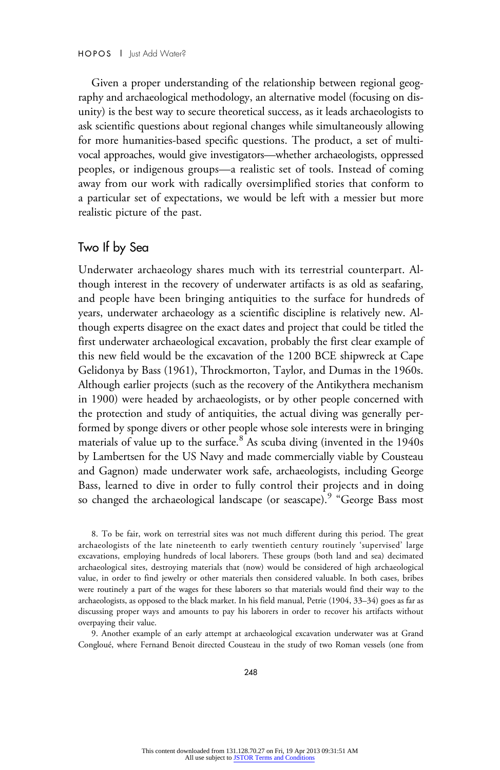Given a proper understanding of the relationship between regional geography and archaeological methodology, an alternative model (focusing on disunity) is the best way to secure theoretical success, as it leads archaeologists to ask scientific questions about regional changes while simultaneously allowing for more humanities-based specific questions. The product, a set of multivocal approaches, would give investigators—whether archaeologists, oppressed peoples, or indigenous groups—a realistic set of tools. Instead of coming away from our work with radically oversimplified stories that conform to a particular set of expectations, we would be left with a messier but more realistic picture of the past.

## Two If by Sea

Underwater archaeology shares much with its terrestrial counterpart. Although interest in the recovery of underwater artifacts is as old as seafaring, and people have been bringing antiquities to the surface for hundreds of years, underwater archaeology as a scientific discipline is relatively new. Although experts disagree on the exact dates and project that could be titled the first underwater archaeological excavation, probably the first clear example of this new field would be the excavation of the 1200 BCE shipwreck at Cape Gelidonya by Bass (1961), Throckmorton, Taylor, and Dumas in the 1960s. Although earlier projects (such as the recovery of the Antikythera mechanism in 1900) were headed by archaeologists, or by other people concerned with the protection and study of antiquities, the actual diving was generally performed by sponge divers or other people whose sole interests were in bringing materials of value up to the surface.[8] As scuba diving (invented in the 1940s by Lambertsen for the US Navy and made commercially viable by Cousteau and Gagnon) made underwater work safe, archaeologists, including George Bass, learned to dive in order to fully control their projects and in doing so changed the archaeological landscape (or seascape).[9] "George Bass most

8. To be fair, work on terrestrial sites was not much different during this period. The great archaeologists of the late nineteenth to early twentieth century routinely 'supervised' large excavations, employing hundreds of local laborers. These groups (both land and sea) decimated archaeological sites, destroying materials that (now) would be considered of high archaeological value, in order to find jewelry or other materials then considered valuable. In both cases, bribes were routinely a part of the wages for these laborers so that materials would find their way to the archaeologists, as opposed to the black market. In his field manual, Petrie (1904, 33–34) goes as far as discussing proper ways and amounts to pay his laborers in order to recover his artifacts without overpaying their value.

9. Another example of an early attempt at archaeological excavation underwater was at Grand Congloué, where Fernand Benoit directed Cousteau in the study of two Roman vessels (one from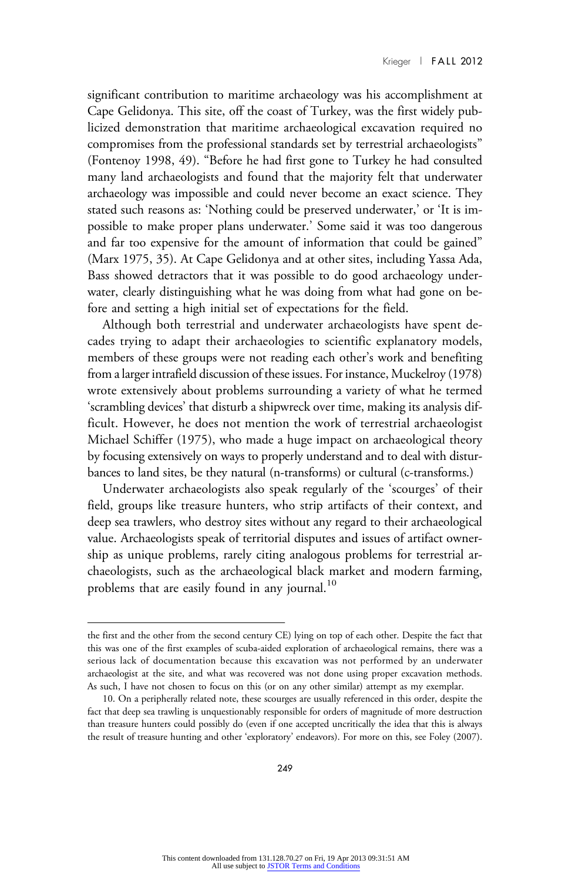significant contribution to maritime archaeology was his accomplishment at Cape Gelidonya. This site, off the coast of Turkey, was the first widely publicized demonstration that maritime archaeological excavation required no compromises from the professional standards set by terrestrial archaeologists" (Fontenoy 1998, 49). "Before he had first gone to Turkey he had consulted many land archaeologists and found that the majority felt that underwater archaeology was impossible and could never become an exact science. They stated such reasons as: 'Nothing could be preserved underwater,' or 'It is impossible to make proper plans underwater.' Some said it was too dangerous and far too expensive for the amount of information that could be gained" (Marx 1975, 35). At Cape Gelidonya and at other sites, including Yassa Ada, Bass showed detractors that it was possible to do good archaeology underwater, clearly distinguishing what he was doing from what had gone on before and setting a high initial set of expectations for the field.

Although both terrestrial and underwater archaeologists have spent decades trying to adapt their archaeologies to scientific explanatory models, members of these groups were not reading each other's work and benefiting from a larger intrafield discussion of these issues. For instance, Muckelroy (1978) wrote extensively about problems surrounding a variety of what he termed 'scrambling devices' that disturb a shipwreck over time, making its analysis difficult. However, he does not mention the work of terrestrial archaeologist Michael Schiffer (1975), who made a huge impact on archaeological theory by focusing extensively on ways to properly understand and to deal with disturbances to land sites, be they natural (n-transforms) or cultural (c-transforms.)

Underwater archaeologists also speak regularly of the 'scourges' of their field, groups like treasure hunters, who strip artifacts of their context, and deep sea trawlers, who destroy sites without any regard to their archaeological value. Archaeologists speak of territorial disputes and issues of artifact ownership as unique problems, rarely citing analogous problems for terrestrial archaeologists, such as the archaeological black market and modern farming, problems that are easily found in any journal.[10]

---

the first and the other from the second century CE) lying on top of each other. Despite the fact that this was one of the first examples of scuba-aided exploration of archaeological remains, there was a serious lack of documentation because this excavation was not performed by an underwater archaeologist at the site, and what was recovered was not done using proper excavation methods. As such, I have not chosen to focus on this (or on any other similar) attempt as my exemplar.

10. On a peripherally related note, these scourges are usually referenced in this order, despite the fact that deep sea trawling is unquestionably responsible for orders of magnitude of more destruction than treasure hunters could possibly do (even if one accepted uncritically the idea that this is always the result of treasure hunting and other 'exploratory' endeavors). For more on this, see Foley (2007).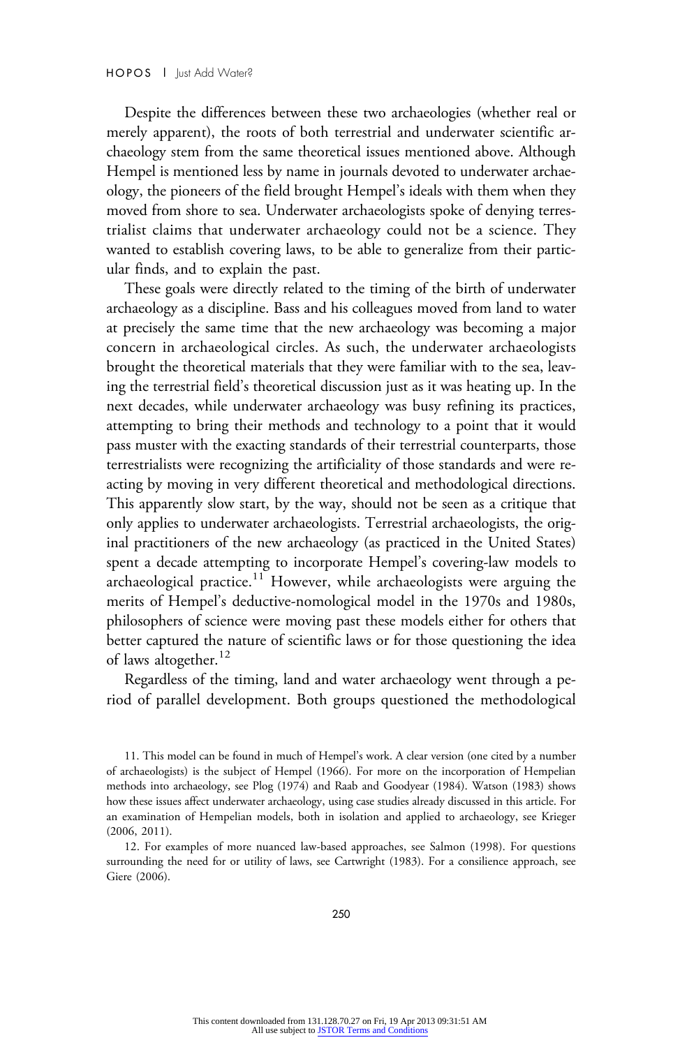Despite the differences between these two archaeologies (whether real or merely apparent), the roots of both terrestrial and underwater scientific archaeology stem from the same theoretical issues mentioned above. Although Hempel is mentioned less by name in journals devoted to underwater archaeology, the pioneers of the field brought Hempel's ideals with them when they moved from shore to sea. Underwater archaeologists spoke of denying terrestrialist claims that underwater archaeology could not be a science. They wanted to establish covering laws, to be able to generalize from their particular finds, and to explain the past.

These goals were directly related to the timing of the birth of underwater archaeology as a discipline. Bass and his colleagues moved from land to water at precisely the same time that the new archaeology was becoming a major concern in archaeological circles. As such, the underwater archaeologists brought the theoretical materials that they were familiar with to the sea, leaving the terrestrial field's theoretical discussion just as it was heating up. In the next decades, while underwater archaeology was busy refining its practices, attempting to bring their methods and technology to a point that it would pass muster with the exacting standards of their terrestrial counterparts, those terrestrialists were recognizing the artificiality of those standards and were reacting by moving in very different theoretical and methodological directions. This apparently slow start, by the way, should not be seen as a critique that only applies to underwater archaeologists. Terrestrial archaeologists, the original practitioners of the new archaeology (as practiced in the United States) spent a decade attempting to incorporate Hempel's covering-law models to archaeological practice.[11] However, while archaeologists were arguing the merits of Hempel's deductive-nomological model in the 1970s and 1980s, philosophers of science were moving past these models either for others that better captured the nature of scientific laws or for those questioning the idea of laws altogether.[12]

Regardless of the timing, land and water archaeology went through a period of parallel development. Both groups questioned the methodological

11. This model can be found in much of Hempel's work. A clear version (one cited by a number of archaeologists) is the subject of Hempel (1966). For more on the incorporation of Hempelian methods into archaeology, see Plog (1974) and Raab and Goodyear (1984). Watson (1983) shows how these issues affect underwater archaeology, using case studies already discussed in this article. For an examination of Hempelian models, both in isolation and applied to archaeology, see Krieger (2006, 2011).

12. For examples of more nuanced law-based approaches, see Salmon (1998). For questions surrounding the need for or utility of laws, see Cartwright (1983). For a consilience approach, see Giere (2006).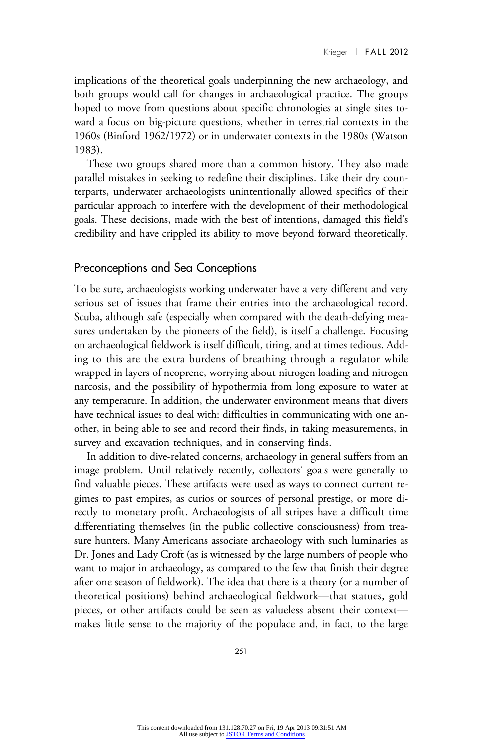implications of the theoretical goals underpinning the new archaeology, and both groups would call for changes in archaeological practice. The groups hoped to move from questions about specific chronologies at single sites toward a focus on big-picture questions, whether in terrestrial contexts in the 1960s (Binford 1962/1972) or in underwater contexts in the 1980s (Watson 1983).

These two groups shared more than a common history. They also made parallel mistakes in seeking to redefine their disciplines. Like their dry counterparts, underwater archaeologists unintentionally allowed specifics of their particular approach to interfere with the development of their methodological goals. These decisions, made with the best of intentions, damaged this field's credibility and have crippled its ability to move beyond forward theoretically.

## Preconceptions and Sea Conceptions

To be sure, archaeologists working underwater have a very different and very serious set of issues that frame their entries into the archaeological record. Scuba, although safe (especially when compared with the death-defying measures undertaken by the pioneers of the field), is itself a challenge. Focusing on archaeological fieldwork is itself difficult, tiring, and at times tedious. Adding to this are the extra burdens of breathing through a regulator while wrapped in layers of neoprene, worrying about nitrogen loading and nitrogen narcosis, and the possibility of hypothermia from long exposure to water at any temperature. In addition, the underwater environment means that divers have technical issues to deal with: difficulties in communicating with one another, in being able to see and record their finds, in taking measurements, in survey and excavation techniques, and in conserving finds.

In addition to dive-related concerns, archaeology in general suffers from an image problem. Until relatively recently, collectors' goals were generally to find valuable pieces. These artifacts were used as ways to connect current regimes to past empires, as curios or sources of personal prestige, or more directly to monetary profit. Archaeologists of all stripes have a difficult time differentiating themselves (in the public collective consciousness) from treasure hunters. Many Americans associate archaeology with such luminaries as Dr. Jones and Lady Croft (as is witnessed by the large numbers of people who want to major in archaeology, as compared to the few that finish their degree after one season of fieldwork). The idea that there is a theory (or a number of theoretical positions) behind archaeological fieldwork—that statues, gold pieces, or other artifacts could be seen as valueless absent their context—makes little sense to the majority of the populace and, in fact, to the large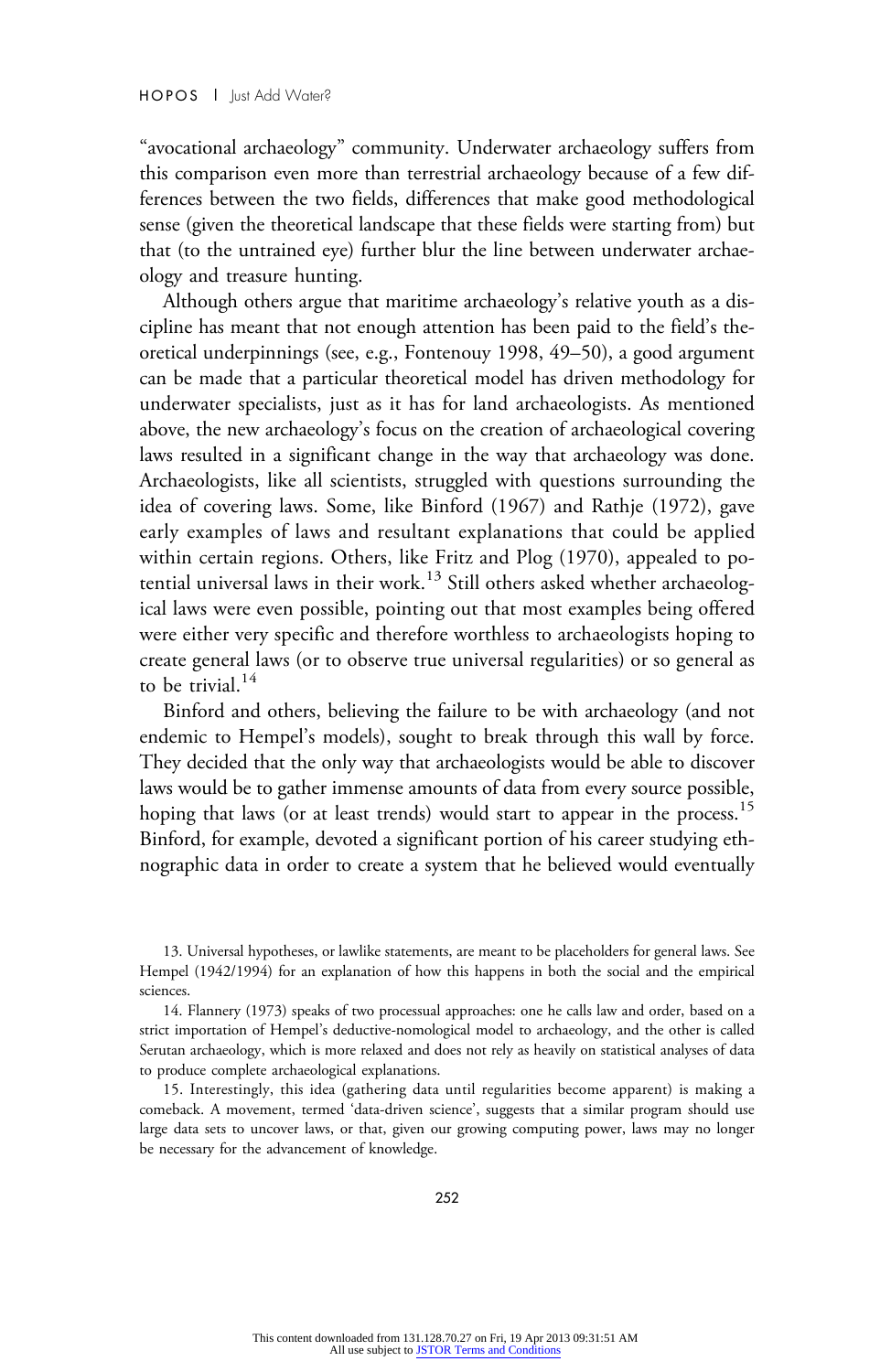"avocational archaeology" community. Underwater archaeology suffers from this comparison even more than terrestrial archaeology because of a few differences between the two fields, differences that make good methodological sense (given the theoretical landscape that these fields were starting from) but that (to the untrained eye) further blur the line between underwater archaeology and treasure hunting.

Although others argue that maritime archaeology's relative youth as a discipline has meant that not enough attention has been paid to the field's theoretical underpinnings (see, e.g., Fontenouy 1998, 49–50), a good argument can be made that a particular theoretical model has driven methodology for underwater specialists, just as it has for land archaeologists. As mentioned above, the new archaeology's focus on the creation of archaeological covering laws resulted in a significant change in the way that archaeology was done. Archaeologists, like all scientists, struggled with questions surrounding the idea of covering laws. Some, like Binford (1967) and Rathje (1972), gave early examples of laws and resultant explanations that could be applied within certain regions. Others, like Fritz and Plog (1970), appealed to potential universal laws in their work.[13] Still others asked whether archaeological laws were even possible, pointing out that most examples being offered were either very specific and therefore worthless to archaeologists hoping to create general laws (or to observe true universal regularities) or so general as to be trivial.[14]

Binford and others, believing the failure to be with archaeology (and not endemic to Hempel's models), sought to break through this wall by force. They decided that the only way that archaeologists would be able to discover laws would be to gather immense amounts of data from every source possible, hoping that laws (or at least trends) would start to appear in the process.[15] Binford, for example, devoted a significant portion of his career studying ethnographic data in order to create a system that he believed would eventually

13. Universal hypotheses, or lawlike statements, are meant to be placeholders for general laws. See Hempel (1942/1994) for an explanation of how this happens in both the social and the empirical sciences.

14. Flannery (1973) speaks of two processual approaches: one he calls law and order, based on a strict importation of Hempel's deductive-nomological model to archaeology, and the other is called Serutan archaeology, which is more relaxed and does not rely as heavily on statistical analyses of data to produce complete archaeological explanations.

15. Interestingly, this idea (gathering data until regularities become apparent) is making a comeback. A movement, termed 'data-driven science', suggests that a similar program should use large data sets to uncover laws, or that, given our growing computing power, laws may no longer be necessary for the advancement of knowledge.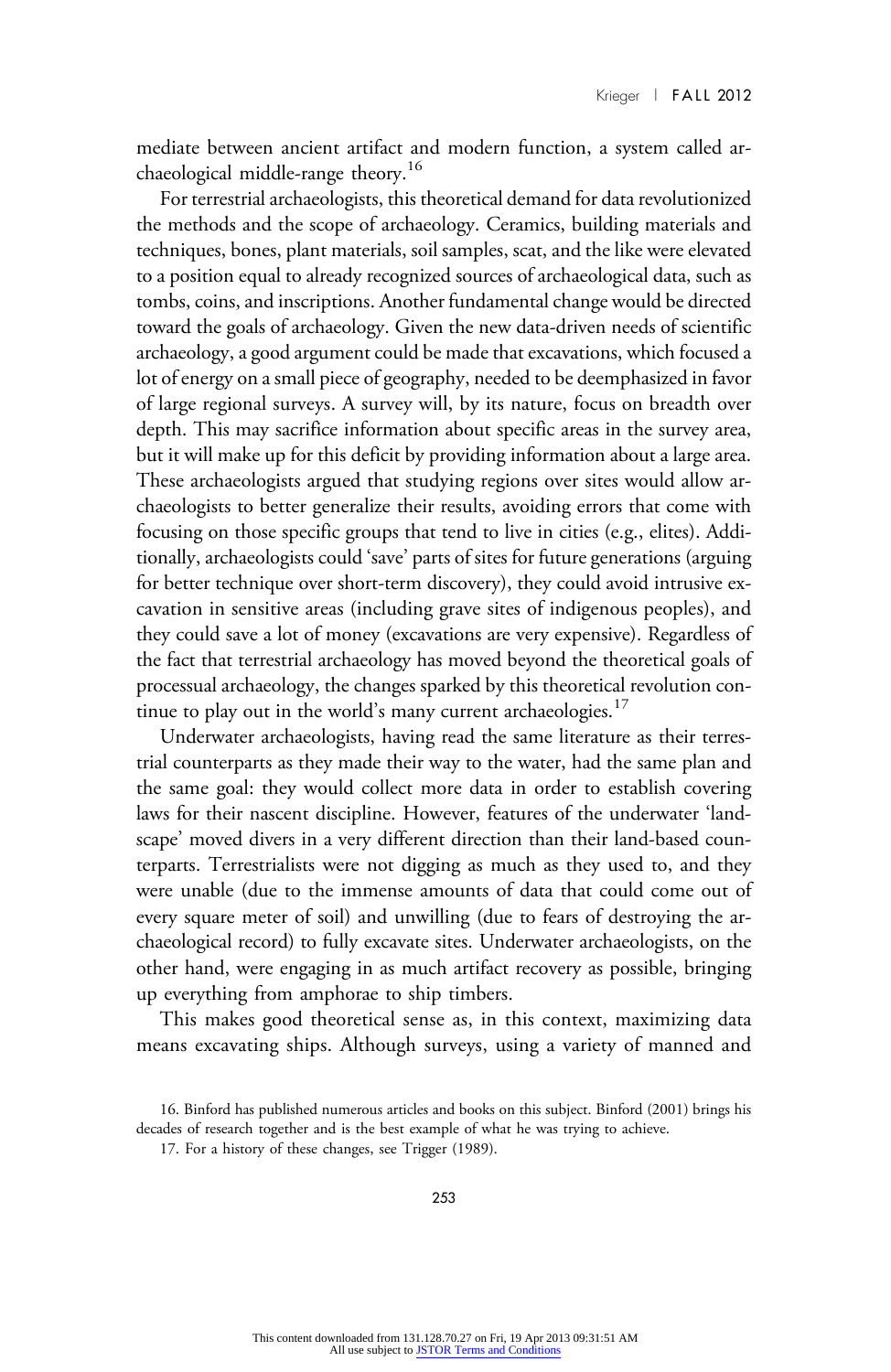mediate between ancient artifact and modern function, a system called archaeological middle-range theory.[16]

For terrestrial archaeologists, this theoretical demand for data revolutionized the methods and the scope of archaeology. Ceramics, building materials and techniques, bones, plant materials, soil samples, scat, and the like were elevated to a position equal to already recognized sources of archaeological data, such as tombs, coins, and inscriptions. Another fundamental change would be directed toward the goals of archaeology. Given the new data-driven needs of scientific archaeology, a good argument could be made that excavations, which focused a lot of energy on a small piece of geography, needed to be deemphasized in favor of large regional surveys. A survey will, by its nature, focus on breadth over depth. This may sacrifice information about specific areas in the survey area, but it will make up for this deficit by providing information about a large area. These archaeologists argued that studying regions over sites would allow archaeologists to better generalize their results, avoiding errors that come with focusing on those specific groups that tend to live in cities (e.g., elites). Additionally, archaeologists could 'save' parts of sites for future generations (arguing for better technique over short-term discovery), they could avoid intrusive excavation in sensitive areas (including grave sites of indigenous peoples), and they could save a lot of money (excavations are very expensive). Regardless of the fact that terrestrial archaeology has moved beyond the theoretical goals of processual archaeology, the changes sparked by this theoretical revolution continue to play out in the world's many current archaeologies.[17]

Underwater archaeologists, having read the same literature as their terrestrial counterparts as they made their way to the water, had the same plan and the same goal: they would collect more data in order to establish covering laws for their nascent discipline. However, features of the underwater 'landscape' moved divers in a very different direction than their land-based counterparts. Terrestrialists were not digging as much as they used to, and they were unable (due to the immense amounts of data that could come out of every square meter of soil) and unwilling (due to fears of destroying the archaeological record) to fully excavate sites. Underwater archaeologists, on the other hand, were engaging in as much artifact recovery as possible, bringing up everything from amphorae to ship timbers.

This makes good theoretical sense as, in this context, maximizing data means excavating ships. Although surveys, using a variety of manned and

16. Binford has published numerous articles and books on this subject. Binford (2001) brings his decades of research together and is the best example of what he was trying to achieve.

17. For a history of these changes, see Trigger (1989).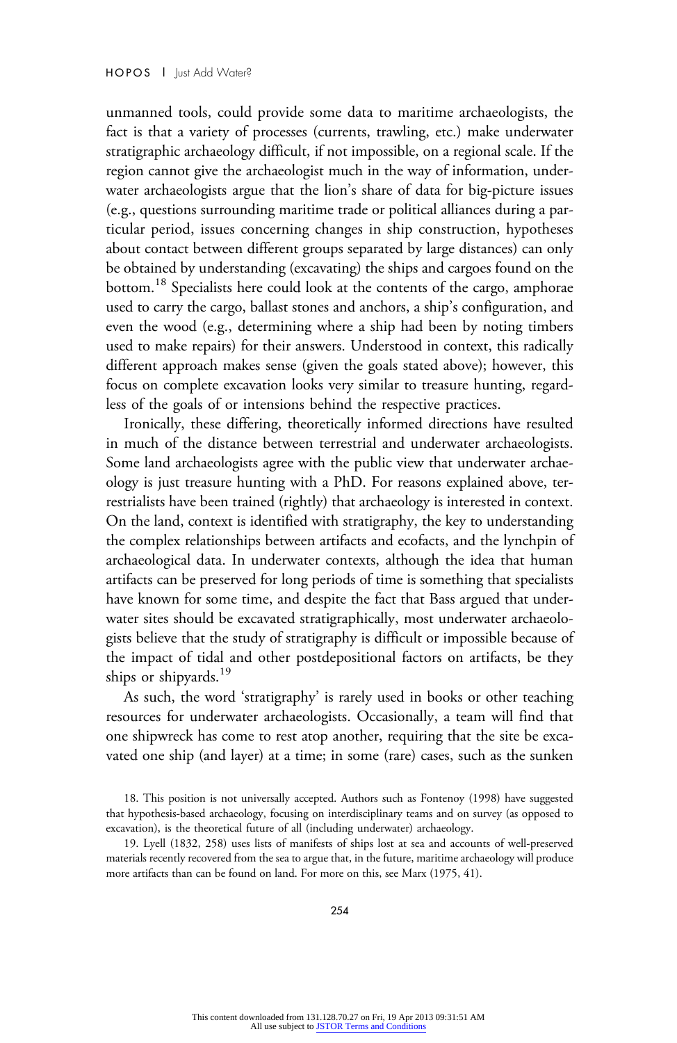unmanned tools, could provide some data to maritime archaeologists, the fact is that a variety of processes (currents, trawling, etc.) make underwater stratigraphic archaeology difficult, if not impossible, on a regional scale. If the region cannot give the archaeologist much in the way of information, underwater archaeologists argue that the lion's share of data for big-picture issues (e.g., questions surrounding maritime trade or political alliances during a particular period, issues concerning changes in ship construction, hypotheses about contact between different groups separated by large distances) can only be obtained by understanding (excavating) the ships and cargoes found on the bottom.[18] Specialists here could look at the contents of the cargo, amphorae used to carry the cargo, ballast stones and anchors, a ship's configuration, and even the wood (e.g., determining where a ship had been by noting timbers used to make repairs) for their answers. Understood in context, this radically different approach makes sense (given the goals stated above); however, this focus on complete excavation looks very similar to treasure hunting, regardless of the goals of or intensions behind the respective practices.

Ironically, these differing, theoretically informed directions have resulted in much of the distance between terrestrial and underwater archaeologists. Some land archaeologists agree with the public view that underwater archaeology is just treasure hunting with a PhD. For reasons explained above, terrestrialists have been trained (rightly) that archaeology is interested in context. On the land, context is identified with stratigraphy, the key to understanding the complex relationships between artifacts and ecofacts, and the lynchpin of archaeological data. In underwater contexts, although the idea that human artifacts can be preserved for long periods of time is something that specialists have known for some time, and despite the fact that Bass argued that underwater sites should be excavated stratigraphically, most underwater archaeologists believe that the study of stratigraphy is difficult or impossible because of the impact of tidal and other postdepositional factors on artifacts, be they ships or shipyards.[19]

As such, the word 'stratigraphy' is rarely used in books or other teaching resources for underwater archaeologists. Occasionally, a team will find that one shipwreck has come to rest atop another, requiring that the site be excavated one ship (and layer) at a time; in some (rare) cases, such as the sunken

18. This position is not universally accepted. Authors such as Fontenoy (1998) have suggested that hypothesis-based archaeology, focusing on interdisciplinary teams and on survey (as opposed to excavation), is the theoretical future of all (including underwater) archaeology.

19. Lyell (1832, 258) uses lists of manifests of ships lost at sea and accounts of well-preserved materials recently recovered from the sea to argue that, in the future, maritime archaeology will produce more artifacts than can be found on land. For more on this, see Marx (1975, 41).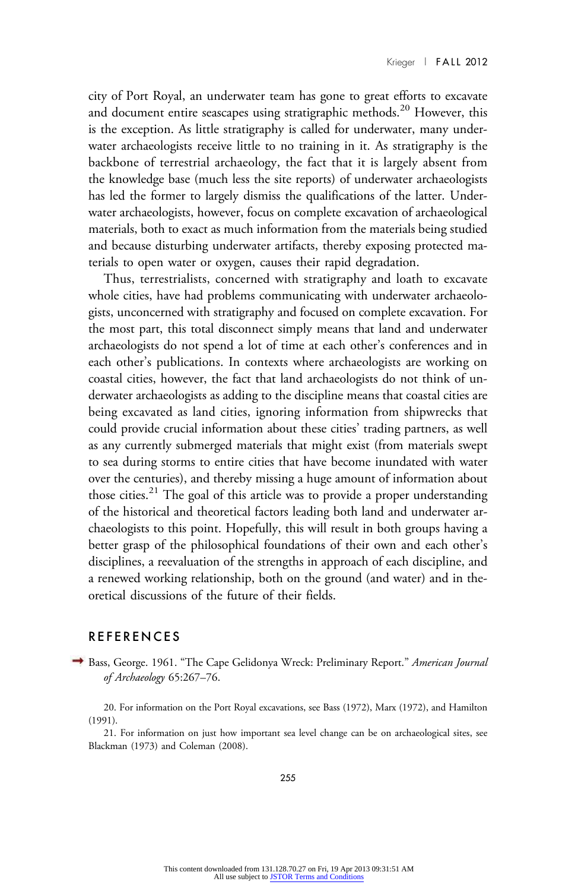city of Port Royal, an underwater team has gone to great efforts to excavate and document entire seascapes using stratigraphic methods.[20] However, this is the exception. As little stratigraphy is called for underwater, many underwater archaeologists receive little to no training in it. As stratigraphy is the backbone of terrestrial archaeology, the fact that it is largely absent from the knowledge base (much less the site reports) of underwater archaeologists has led the former to largely dismiss the qualifications of the latter. Underwater archaeologists, however, focus on complete excavation of archaeological materials, both to exact as much information from the materials being studied and because disturbing underwater artifacts, thereby exposing protected materials to open water or oxygen, causes their rapid degradation.

Thus, terrestrialists, concerned with stratigraphy and loath to excavate whole cities, have had problems communicating with underwater archaeologists, unconcerned with stratigraphy and focused on complete excavation. For the most part, this total disconnect simply means that land and underwater archaeologists do not spend a lot of time at each other's conferences and in each other's publications. In contexts where archaeologists are working on coastal cities, however, the fact that land archaeologists do not think of underwater archaeologists as adding to the discipline means that coastal cities are being excavated as land cities, ignoring information from shipwrecks that could provide crucial information about these cities' trading partners, as well as any currently submerged materials that might exist (from materials swept to sea during storms to entire cities that have become inundated with water over the centuries), and thereby missing a huge amount of information about those cities.[21] The goal of this article was to provide a proper understanding of the historical and theoretical factors leading both land and underwater archaeologists to this point. Hopefully, this will result in both groups having a better grasp of the philosophical foundations of their own and each other's disciplines, a reevaluation of the strengths in approach of each discipline, and a renewed working relationship, both on the ground (and water) and in theoretical discussions of the future of their fields.

## REFERENCES

Bass, George. 1961. "The Cape Gelidonya Wreck: Preliminary Report." *American Journal of Archaeology* 65:267–76.

20. For information on the Port Royal excavations, see Bass (1972), Marx (1972), and Hamilton (1991).

21. For information on just how important sea level change can be on archaeological sites, see Blackman (1973) and Coleman (2008).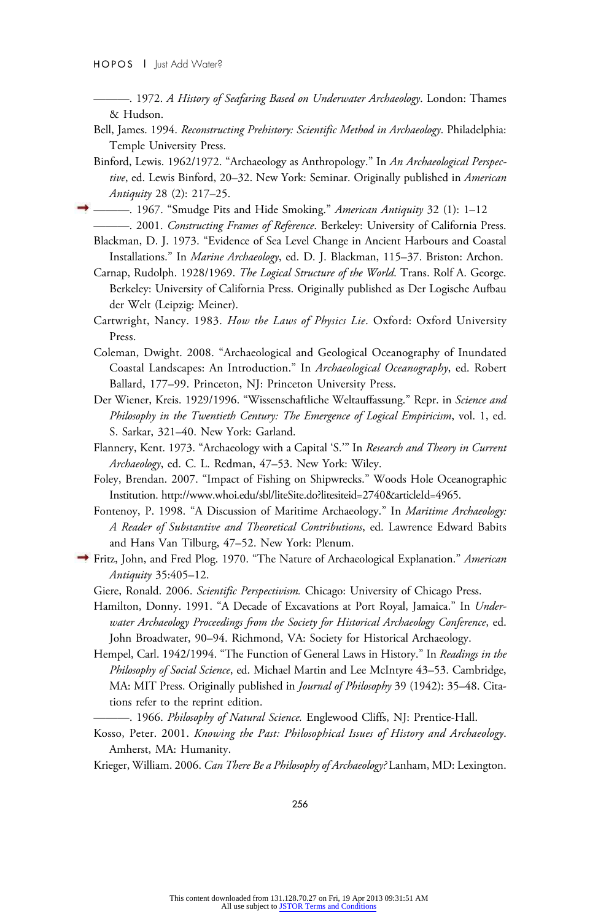———. 1972. *A History of Seafaring Based on Underwater Archaeology*. London: Thames & Hudson.

Bell, James. 1994. *Reconstructing Prehistory: Scientific Method in Archaeology*. Philadelphia: Temple University Press.

Binford, Lewis. 1962/1972. "Archaeology as Anthropology." In *An Archaeological Perspective*, ed. Lewis Binford, 20–32. New York: Seminar. Originally published in *American Antiquity* 28 (2): 217–25.

———. 1967. "Smudge Pits and Hide Smoking." *American Antiquity* 32 (1): 1–12

———. 2001. *Constructing Frames of Reference*. Berkeley: University of California Press.

Blackman, D. J. 1973. "Evidence of Sea Level Change in Ancient Harbours and Coastal Installations." In *Marine Archaeology*, ed. D. J. Blackman, 115–37. Briston: Archon.

Carnap, Rudolph. 1928/1969. *The Logical Structure of the World*. Trans. Rolf A. George. Berkeley: University of California Press. Originally published as Der Logische Aufbau der Welt (Leipzig: Meiner).

Cartwright, Nancy. 1983. *How the Laws of Physics Lie*. Oxford: Oxford University Press.

Coleman, Dwight. 2008. "Archaeological and Geological Oceanography of Inundated Coastal Landscapes: An Introduction." In *Archaeological Oceanography*, ed. Robert Ballard, 177–99. Princeton, NJ: Princeton University Press.

Der Wiener, Kreis. 1929/1996. "Wissenschaftliche Weltauffassung." Repr. in *Science and Philosophy in the Twentieth Century: The Emergence of Logical Empiricism*, vol. 1, ed. S. Sarkar, 321–40. New York: Garland.

Flannery, Kent. 1973. "Archaeology with a Capital 'S.'" In *Research and Theory in Current Archaeology*, ed. C. L. Redman, 47–53. New York: Wiley.

Foley, Brendan. 2007. "Impact of Fishing on Shipwrecks." Woods Hole Oceanographic Institution. http://www.whoi.edu/sbl/liteSite.do?litesiteid=2740&articleId=4965.

Fontenoy, P. 1998. "A Discussion of Maritime Archaeology." In *Maritime Archaeology: A Reader of Substantive and Theoretical Contributions*, ed. Lawrence Edward Babits and Hans Van Tilburg, 47–52. New York: Plenum.

Fritz, John, and Fred Plog. 1970. "The Nature of Archaeological Explanation." *American Antiquity* 35:405–12.

Giere, Ronald. 2006. *Scientific Perspectivism.* Chicago: University of Chicago Press.

Hamilton, Donny. 1991. "A Decade of Excavations at Port Royal, Jamaica." In *Underwater Archaeology Proceedings from the Society for Historical Archaeology Conference*, ed. John Broadwater, 90–94. Richmond, VA: Society for Historical Archaeology.

Hempel, Carl. 1942/1994. "The Function of General Laws in History." In *Readings in the Philosophy of Social Science*, ed. Michael Martin and Lee McIntyre 43–53. Cambridge, MA: MIT Press. Originally published in *Journal of Philosophy* 39 (1942): 35–48. Citations refer to the reprint edition.

———. 1966. *Philosophy of Natural Science.* Englewood Cliffs, NJ: Prentice-Hall.

Kosso, Peter. 2001. *Knowing the Past: Philosophical Issues of History and Archaeology*. Amherst, MA: Humanity.

Krieger, William. 2006. *Can There Be a Philosophy of Archaeology?* Lanham, MD: Lexington.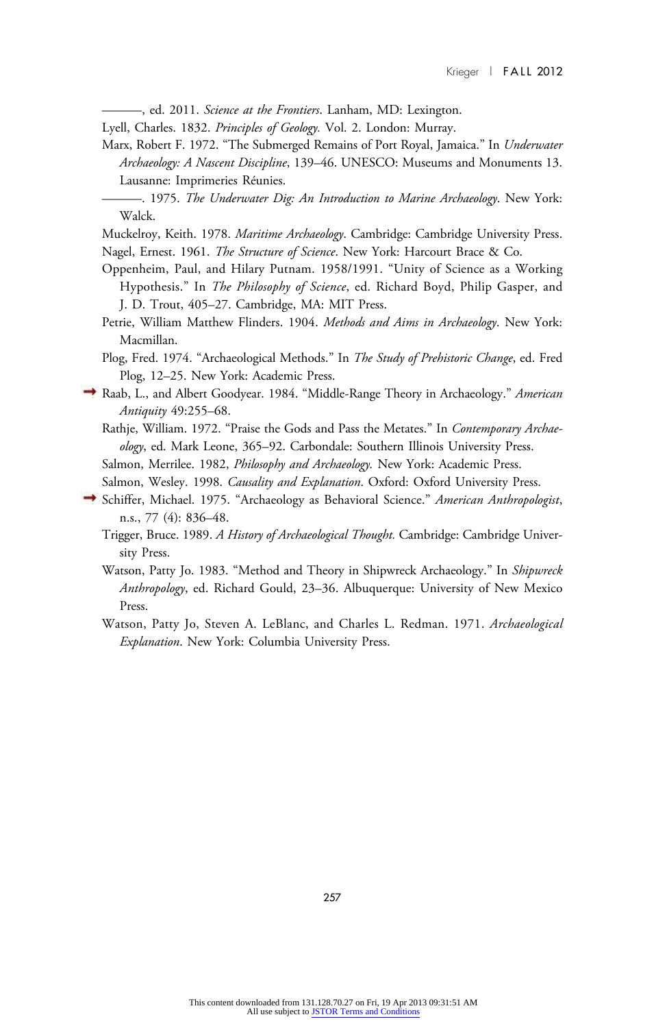———, ed. 2011. *Science at the Frontiers*. Lanham, MD: Lexington.

Lyell, Charles. 1832. *Principles of Geology.* Vol. 2. London: Murray.

Marx, Robert F. 1972. "The Submerged Remains of Port Royal, Jamaica." In *Underwater Archaeology: A Nascent Discipline*, 139–46. UNESCO: Museums and Monuments 13. Lausanne: Imprimeries Réunies.

———. 1975. *The Underwater Dig: An Introduction to Marine Archaeology*. New York: Walck.

Muckelroy, Keith. 1978. *Maritime Archaeology*. Cambridge: Cambridge University Press.

Nagel, Ernest. 1961. *The Structure of Science*. New York: Harcourt Brace & Co.

Oppenheim, Paul, and Hilary Putnam. 1958/1991. "Unity of Science as a Working Hypothesis." In *The Philosophy of Science*, ed. Richard Boyd, Philip Gasper, and J. D. Trout, 405–27. Cambridge, MA: MIT Press.

Petrie, William Matthew Flinders. 1904. *Methods and Aims in Archaeology*. New York: Macmillan.

Plog, Fred. 1974. "Archaeological Methods." In *The Study of Prehistoric Change*, ed. Fred Plog, 12–25. New York: Academic Press.

Raab, L., and Albert Goodyear. 1984. "Middle-Range Theory in Archaeology." *American Antiquity* 49:255–68.

Rathje, William. 1972. "Praise the Gods and Pass the Metates." In *Contemporary Archaeology*, ed. Mark Leone, 365–92. Carbondale: Southern Illinois University Press.

Salmon, Merrilee. 1982, *Philosophy and Archaeology.* New York: Academic Press.

Salmon, Wesley. 1998. *Causality and Explanation*. Oxford: Oxford University Press.

Schiffer, Michael. 1975. "Archaeology as Behavioral Science." *American Anthropologist*, n.s., 77 (4): 836–48.

Trigger, Bruce. 1989. *A History of Archaeological Thought.* Cambridge: Cambridge University Press.

Watson, Patty Jo. 1983. "Method and Theory in Shipwreck Archaeology." In *Shipwreck Anthropology*, ed. Richard Gould, 23–36. Albuquerque: University of New Mexico Press.

Watson, Patty Jo, Steven A. LeBlanc, and Charles L. Redman. 1971. *Archaeological Explanation*. New York: Columbia University Press.